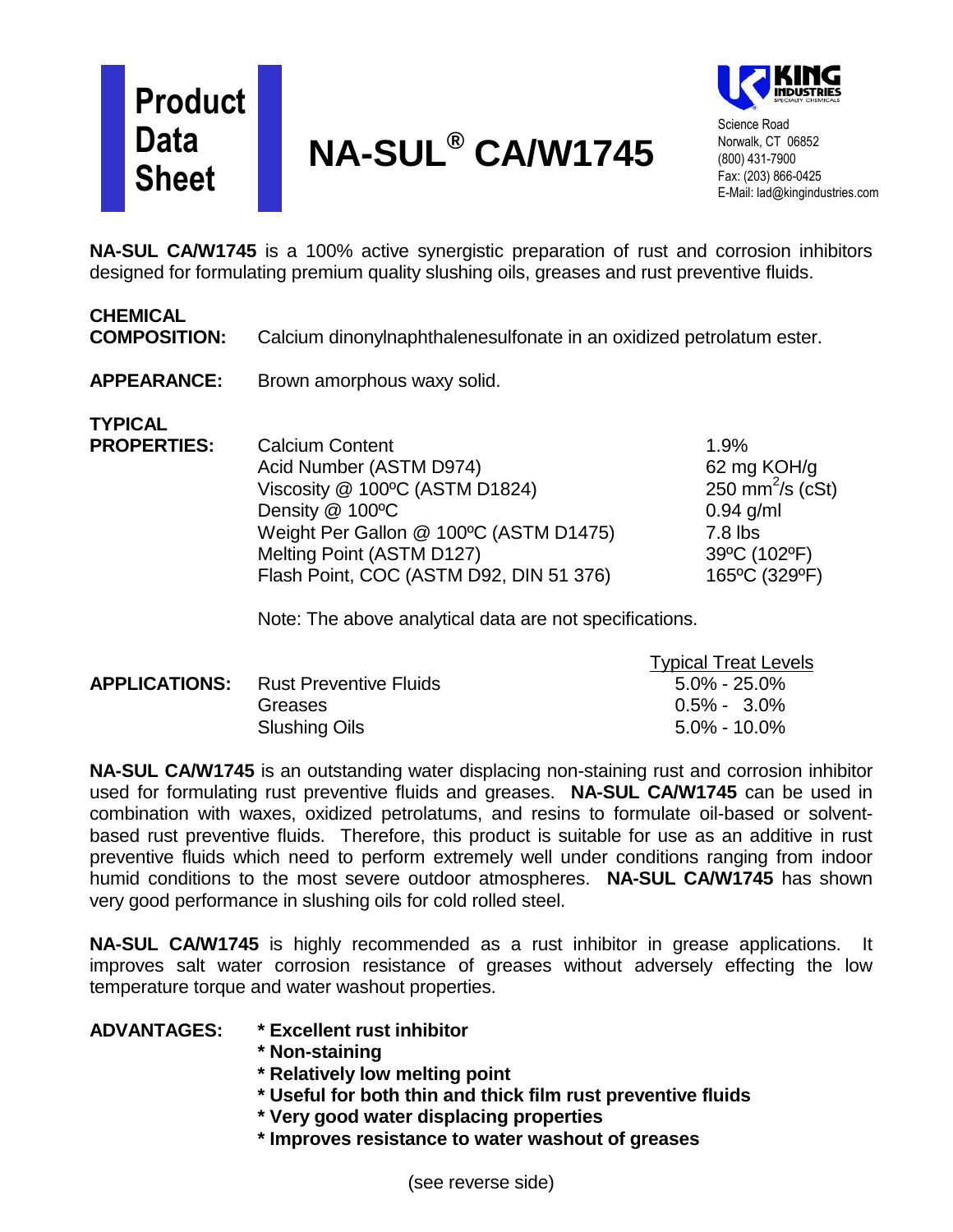# Product Data Sheet

# NA-SUL® CA/W1745

**KING INDUSTRIES**
SPECIALTY CHEMICALS

Science Road
Norwalk, CT 06852
(800) 431-7900
Fax: (203) 866-0425
E-Mail: lad@kingindustries.com

**NA-SUL CA/W1745** is a 100% active synergistic preparation of rust and corrosion inhibitors designed for formulating premium quality slushing oils, greases and rust preventive fluids.

**CHEMICAL COMPOSITION:** Calcium dinonylnaphthalenesulfonate in an oxidized petrolatum ester.

**APPEARANCE:** Brown amorphous waxy solid.

**TYPICAL PROPERTIES:**

| Property | Value |
|---|---|
| Calcium Content | 1.9% |
| Acid Number (ASTM D974) | 62 mg KOH/g |
| Viscosity @ 100ºC (ASTM D1824) | 250 $mm^2/s$ (cSt) |
| Density @ 100ºC | 0.94 g/ml |
| Weight Per Gallon @ 100ºC (ASTM D1475) | 7.8 lbs |
| Melting Point (ASTM D127) | 39ºC (102ºF) |
| Flash Point, COC (ASTM D92, DIN 51 376) | 165ºC (329ºF) |

Note: The above analytical data are not specifications.

**APPLICATIONS:**

| Application | Typical Treat Levels |
|---|---|
| Rust Preventive Fluids | 5.0% - 25.0% |
| Greases | 0.5% - 3.0% |
| Slushing Oils | 5.0% - 10.0% |

**NA-SUL CA/W1745** is an outstanding water displacing non-staining rust and corrosion inhibitor used for formulating rust preventive fluids and greases. **NA-SUL CA/W1745** can be used in combination with waxes, oxidized petrolatums, and resins to formulate oil-based or solvent-based rust preventive fluids. Therefore, this product is suitable for use as an additive in rust preventive fluids which need to perform extremely well under conditions ranging from indoor humid conditions to the most severe outdoor atmospheres. **NA-SUL CA/W1745** has shown very good performance in slushing oils for cold rolled steel.

**NA-SUL CA/W1745** is highly recommended as a rust inhibitor in grease applications. It improves salt water corrosion resistance of greases without adversely effecting the low temperature torque and water washout properties.

**ADVANTAGES:**

- **Excellent rust inhibitor**
- **Non-staining**
- **Relatively low melting point**
- **Useful for both thin and thick film rust preventive fluids**
- **Very good water displacing properties**
- **Improves resistance to water washout of greases**

(see reverse side)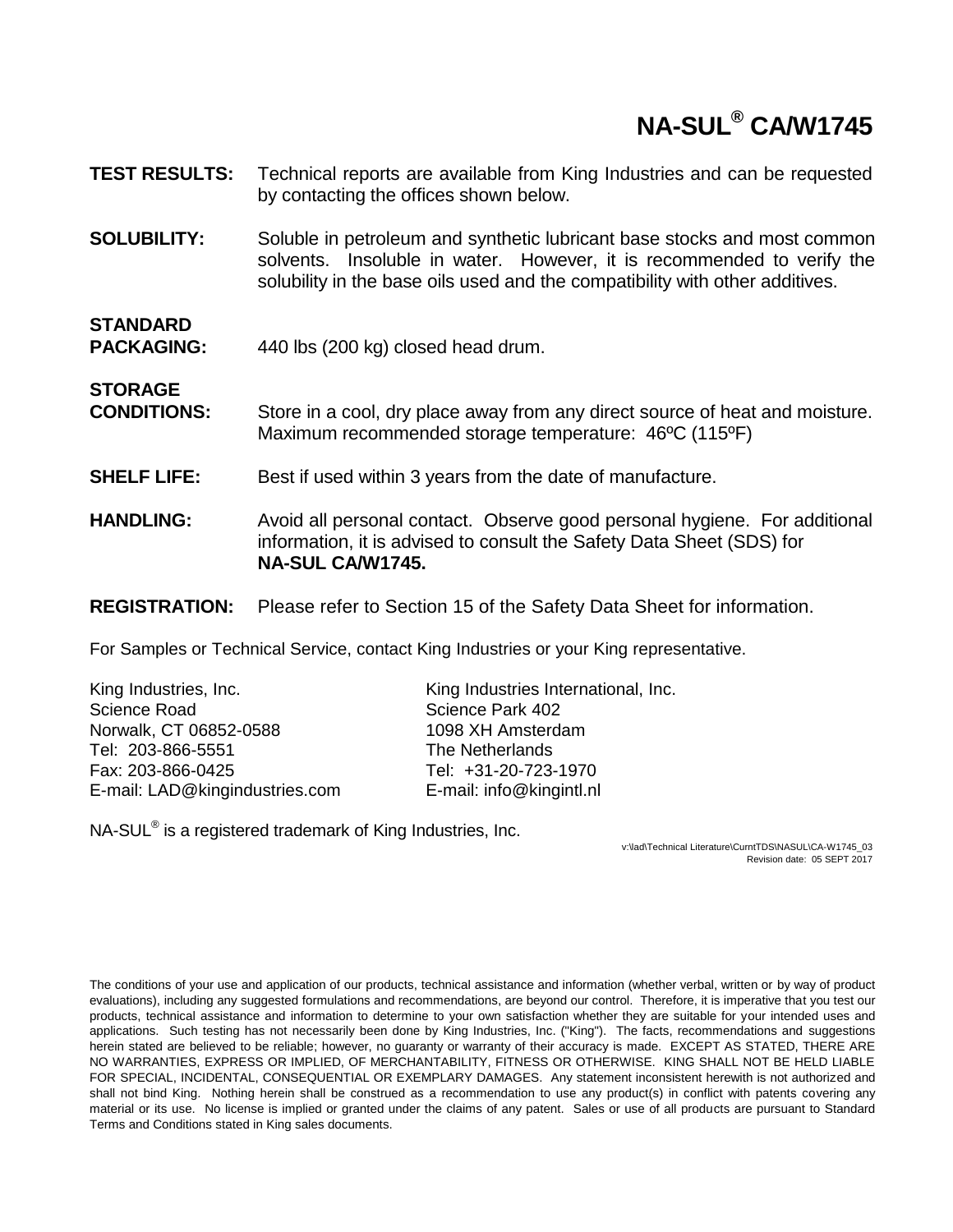# NA-SUL® CA/W1745

**TEST RESULTS:** Technical reports are available from King Industries and can be requested by contacting the offices shown below.

**SOLUBILITY:** Soluble in petroleum and synthetic lubricant base stocks and most common solvents. Insoluble in water. However, it is recommended to verify the solubility in the base oils used and the compatibility with other additives.

**STANDARD PACKAGING:** 440 lbs (200 kg) closed head drum.

**STORAGE CONDITIONS:** Store in a cool, dry place away from any direct source of heat and moisture. Maximum recommended storage temperature: 46ºC (115ºF)

**SHELF LIFE:** Best if used within 3 years from the date of manufacture.

**HANDLING:** Avoid all personal contact. Observe good personal hygiene. For additional information, it is advised to consult the Safety Data Sheet (SDS) for **NA-SUL CA/W1745.**

**REGISTRATION:** Please refer to Section 15 of the Safety Data Sheet for information.

For Samples or Technical Service, contact King Industries or your King representative.

King Industries, Inc.
Science Road
Norwalk, CT 06852-0588
Tel: 203-866-5551
Fax: 203-866-0425
E-mail: LAD@kingindustries.com

King Industries International, Inc.
Science Park 402
1098 XH Amsterdam
The Netherlands
Tel: +31-20-723-1970
E-mail: info@kingintl.nl

NA-SUL® is a registered trademark of King Industries, Inc.

v:\lad\Technical Literature\CurntTDS\NASUL\CA-W1745_03
Revision date: 05 SEPT 2017

The conditions of your use and application of our products, technical assistance and information (whether verbal, written or by way of product evaluations), including any suggested formulations and recommendations, are beyond our control. Therefore, it is imperative that you test our products, technical assistance and information to determine to your own satisfaction whether they are suitable for your intended uses and applications. Such testing has not necessarily been done by King Industries, Inc. ("King"). The facts, recommendations and suggestions herein stated are believed to be reliable; however, no guaranty or warranty of their accuracy is made. EXCEPT AS STATED, THERE ARE NO WARRANTIES, EXPRESS OR IMPLIED, OF MERCHANTABILITY, FITNESS OR OTHERWISE. KING SHALL NOT BE HELD LIABLE FOR SPECIAL, INCIDENTAL, CONSEQUENTIAL OR EXEMPLARY DAMAGES. Any statement inconsistent herewith is not authorized and shall not bind King. Nothing herein shall be construed as a recommendation to use any product(s) in conflict with patents covering any material or its use. No license is implied or granted under the claims of any patent. Sales or use of all products are pursuant to Standard Terms and Conditions stated in King sales documents.